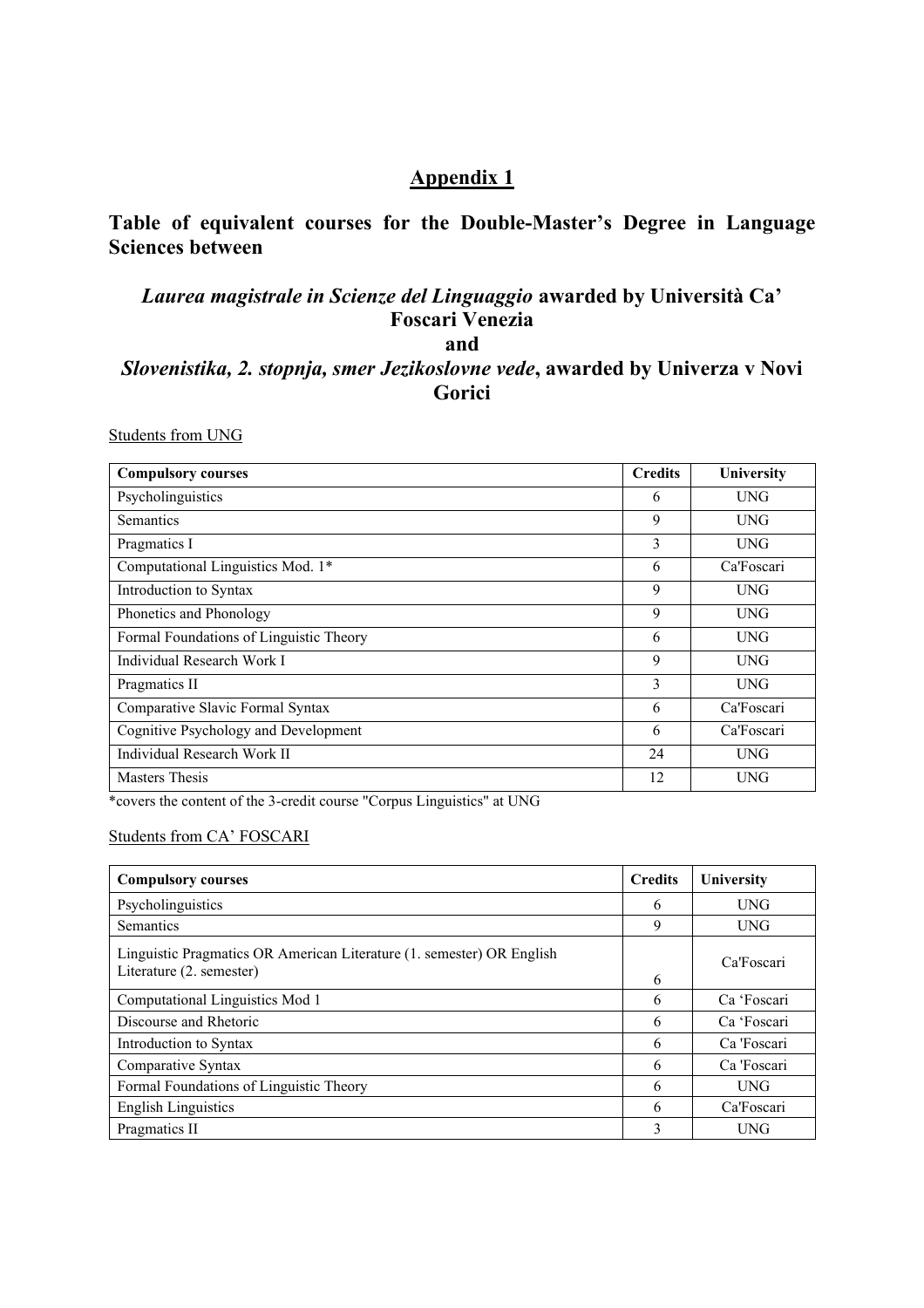# Appendix 1

## Table of equivalent courses for the Double-Master's Degree in Language Sciences between

## *Laurea magistrale in Scienze del Linguaggio* awarded by Università Ca' Foscari Venezia and *Slovenistika, 2. stopnja, smer Jezikoslovne vede*, awarded by Univerza v Novi Gorici

Students from UNG

| Compulsory courses | Credits | University |
|---|---|---|
| Psycholinguistics | 6 | UNG |
| Semantics | 9 | UNG |
| Pragmatics I | 3 | UNG |
| Computational Linguistics Mod. 1* | 6 | Ca'Foscari |
| Introduction to Syntax | 9 | UNG |
| Phonetics and Phonology | 9 | UNG |
| Formal Foundations of Linguistic Theory | 6 | UNG |
| Individual Research Work I | 9 | UNG |
| Pragmatics II | 3 | UNG |
| Comparative Slavic Formal Syntax | 6 | Ca'Foscari |
| Cognitive Psychology and Development | 6 | Ca'Foscari |
| Individual Research Work II | 24 | UNG |
| Masters Thesis | 12 | UNG |

*covers the content of the 3-credit course "Corpus Linguistics" at UNG

Students from CA' FOSCARI

| Compulsory courses | Credits | University |
|---|---|---|
| Psycholinguistics | 6 | UNG |
| Semantics | 9 | UNG |
| Linguistic Pragmatics OR American Literature (1. semester) OR English Literature (2. semester) | 6 | Ca'Foscari |
| Computational Linguistics Mod 1 | 6 | Ca 'Foscari |
| Discourse and Rhetoric | 6 | Ca 'Foscari |
| Introduction to Syntax | 6 | Ca 'Foscari |
| Comparative Syntax | 6 | Ca 'Foscari |
| Formal Foundations of Linguistic Theory | 6 | UNG |
| English Linguistics | 6 | Ca'Foscari |
| Pragmatics II | 3 | UNG |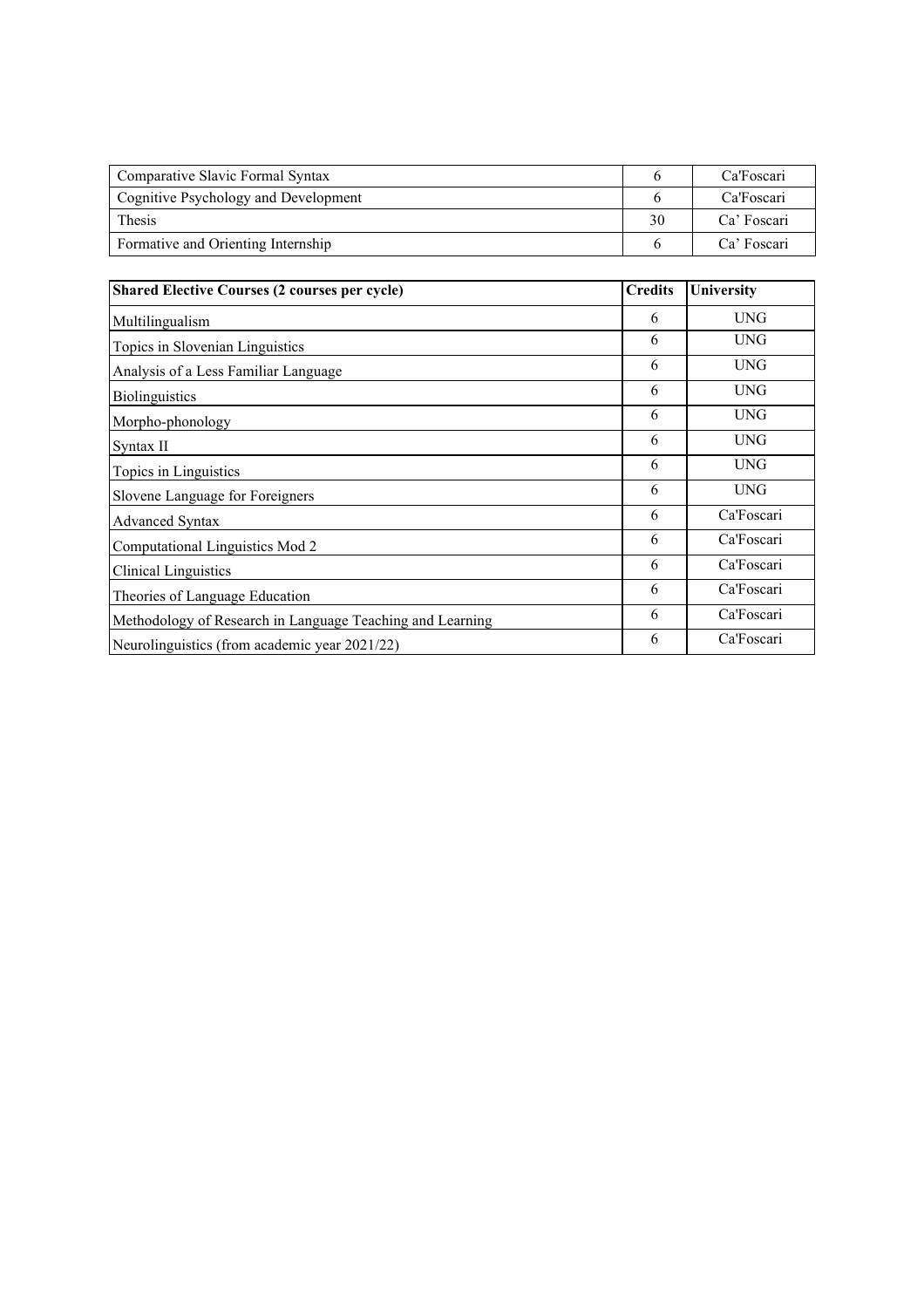| | | |
|---|---|---|
| Comparative Slavic Formal Syntax | 6 | Ca'Foscari |
| Cognitive Psychology and Development | 6 | Ca'Foscari |
| Thesis | 30 | Ca' Foscari |
| Formative and Orienting Internship | 6 | Ca' Foscari |

| **Shared Elective Courses (2 courses per cycle)** | **Credits** | **University** |
|---|---|---|
| Multilingualism | 6 | UNG |
| Topics in Slovenian Linguistics | 6 | UNG |
| Analysis of a Less Familiar Language | 6 | UNG |
| Biolinguistics | 6 | UNG |
| Morpho-phonology | 6 | UNG |
| Syntax II | 6 | UNG |
| Topics in Linguistics | 6 | UNG |
| Slovene Language for Foreigners | 6 | UNG |
| Advanced Syntax | 6 | Ca'Foscari |
| Computational Linguistics Mod 2 | 6 | Ca'Foscari |
| Clinical Linguistics | 6 | Ca'Foscari |
| Theories of Language Education | 6 | Ca'Foscari |
| Methodology of Research in Language Teaching and Learning | 6 | Ca'Foscari |
| Neurolinguistics (from academic year 2021/22) | 6 | Ca'Foscari |